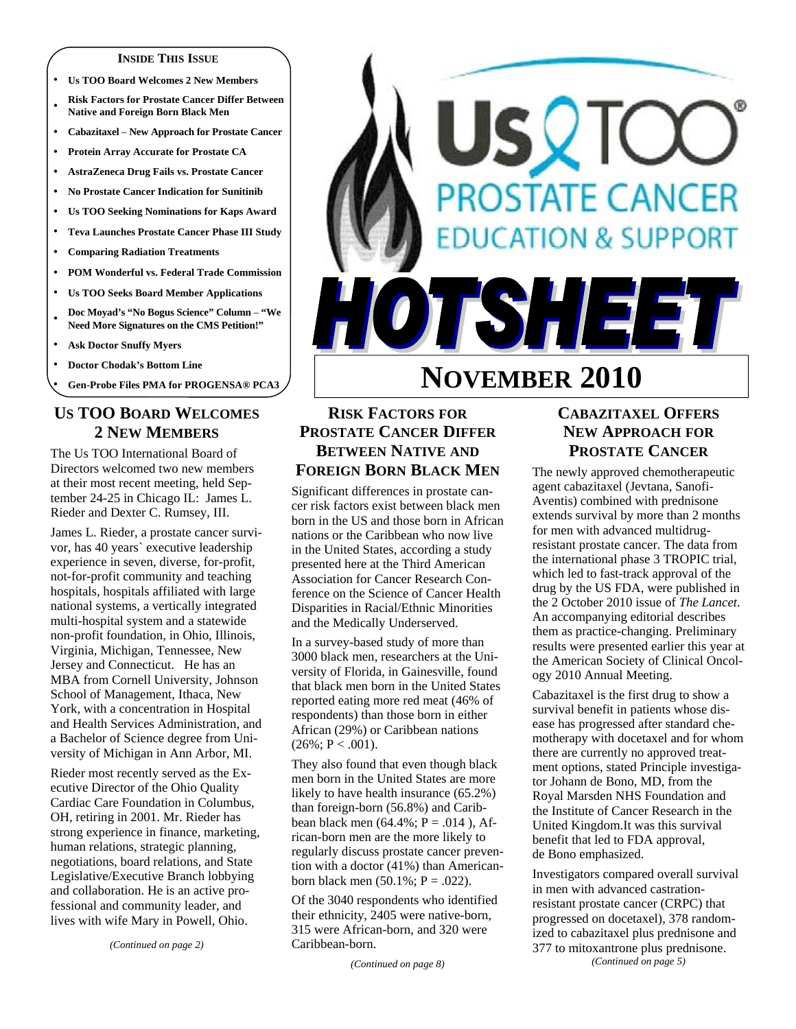**INSIDE THIS ISSUE**

- Us TOO Board Welcomes 2 New Members
- Risk Factors for Prostate Cancer Differ Between Native and Foreign Born Black Men
- Cabazitaxel – New Approach for Prostate Cancer
- Protein Array Accurate for Prostate CA
- AstraZeneca Drug Fails vs. Prostate Cancer
- No Prostate Cancer Indication for Sunitinib
- Us TOO Seeking Nominations for Kaps Award
- Teva Launches Prostate Cancer Phase III Study
- Comparing Radiation Treatments
- POM Wonderful vs. Federal Trade Commission
- Us TOO Seeks Board Member Applications
- Doc Moyad's "No Bogus Science" Column – "We Need More Signatures on the CMS Petition!"
- Ask Doctor Snuffy Myers
- Doctor Chodak's Bottom Line
- Gen-Probe Files PMA for PROGENSA® PCA3

# Us TOO® PROSTATE CANCER EDUCATION & SUPPORT

# HOTSHEET

# NOVEMBER 2010

## US TOO BOARD WELCOMES 2 NEW MEMBERS

The Us TOO International Board of Directors welcomed two new members at their most recent meeting, held September 24-25 in Chicago IL: James L. Rieder and Dexter C. Rumsey, III.

James L. Rieder, a prostate cancer survivor, has 40 years` executive leadership experience in seven, diverse, for-profit, not-for-profit community and teaching hospitals, hospitals affiliated with large national systems, a vertically integrated multi-hospital system and a statewide non-profit foundation, in Ohio, Illinois, Virginia, Michigan, Tennessee, New Jersey and Connecticut. He has an MBA from Cornell University, Johnson School of Management, Ithaca, New York, with a concentration in Hospital and Health Services Administration, and a Bachelor of Science degree from University of Michigan in Ann Arbor, MI.

Rieder most recently served as the Executive Director of the Ohio Quality Cardiac Care Foundation in Columbus, OH, retiring in 2001. Mr. Rieder has strong experience in finance, marketing, human relations, strategic planning, negotiations, board relations, and State Legislative/Executive Branch lobbying and collaboration. He is an active professional and community leader, and lives with wife Mary in Powell, Ohio.

*(Continued on page 2)*

## RISK FACTORS FOR PROSTATE CANCER DIFFER BETWEEN NATIVE AND FOREIGN BORN BLACK MEN

Significant differences in prostate cancer risk factors exist between black men born in the US and those born in African nations or the Caribbean who now live in the United States, according a study presented here at the Third American Association for Cancer Research Conference on the Science of Cancer Health Disparities in Racial/Ethnic Minorities and the Medically Underserved.

In a survey-based study of more than 3000 black men, researchers at the University of Florida, in Gainesville, found that black men born in the United States reported eating more red meat (46% of respondents) than those born in either African (29%) or Caribbean nations (26%; $P < .001$).

They also found that even though black men born in the United States are more likely to have health insurance (65.2%) than foreign-born (56.8%) and Caribbean black men (64.4%; $P = .014$ ), African-born men are the more likely to regularly discuss prostate cancer prevention with a doctor (41%) than American-born black men (50.1%; $P = .022$).

Of the 3040 respondents who identified their ethnicity, 2405 were native-born, 315 were African-born, and 320 were Caribbean-born.

*(Continued on page 8)*

## CABAZITAXEL OFFERS NEW APPROACH FOR PROSTATE CANCER

The newly approved chemotherapeutic agent cabazitaxel (Jevtana, Sanofi-Aventis) combined with prednisone extends survival by more than 2 months for men with advanced multidrug-resistant prostate cancer. The data from the international phase 3 TROPIC trial, which led to fast-track approval of the drug by the US FDA, were published in the 2 October 2010 issue of *The Lancet*. An accompanying editorial describes them as practice-changing. Preliminary results were presented earlier this year at the American Society of Clinical Oncology 2010 Annual Meeting.

Cabazitaxel is the first drug to show a survival benefit in patients whose disease has progressed after standard chemotherapy with docetaxel and for whom there are currently no approved treatment options, stated Principle investigator Johann de Bono, MD, from the Royal Marsden NHS Foundation and the Institute of Cancer Research in the United Kingdom.It was this survival benefit that led to FDA approval, de Bono emphasized.

Investigators compared overall survival in men with advanced castration-resistant prostate cancer (CRPC) that progressed on docetaxel), 378 randomized to cabazitaxel plus prednisone and 377 to mitoxantrone plus prednisone.

*(Continued on page 5)*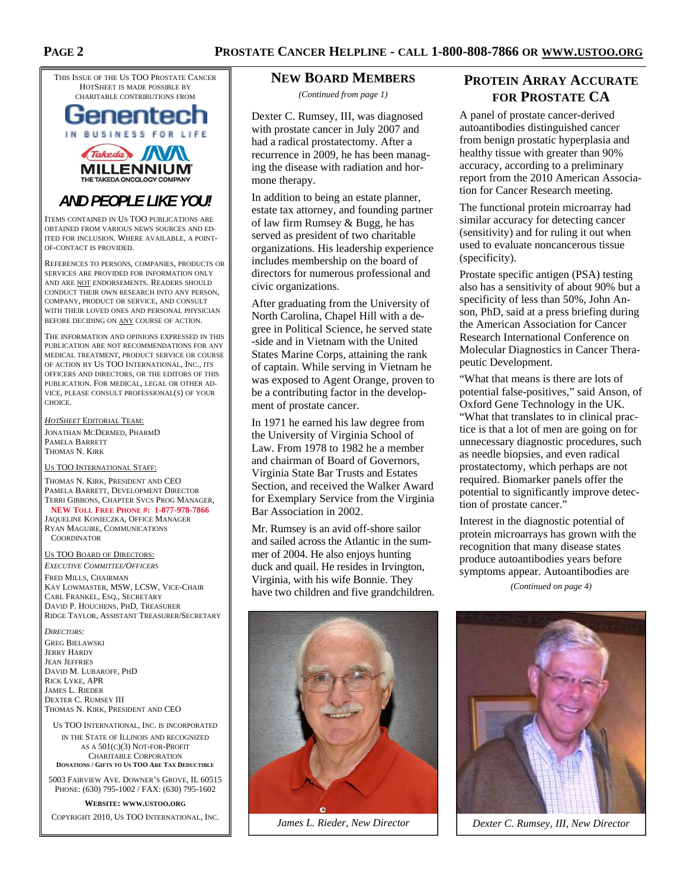This Issue of the Us TOO Prostate Cancer HotSheet is made possible by charitable contributions from

Genentech
IN BUSINESS FOR LIFE

Takeda MILLENNIUM
THE TAKEDA ONCOLOGY COMPANY

***AND PEOPLE LIKE YOU!***

Items contained in Us TOO publications are obtained from various news sources and edited for inclusion. Where available, a point-of-contact is provided.

References to persons, companies, products or services are provided for information only and are NOT endorsements. Readers should conduct their own research into any person, company, product or service, and consult with their loved ones and personal physician before deciding on ANY course of action.

The information and opinions expressed in this publication are not recommendations for any medical treatment, product service or course of action by Us TOO International, Inc., its officers and directors, or the editors of this publication. For medical, legal or other advice, please consult professional(s) of your choice.

*HotSheet* Editorial Team:
Jonathan McDermed, PharmD
Pamela Barrett
Thomas N. Kirk

Us TOO International Staff:
Thomas N. Kirk, President and CEO
Pamela Barrett, Development Director
Terri Gibbons, Chapter Svcs Prog Manager,
**NEW Toll Free Phone #: 1-877-978-7866**
Jaqueline Konieczka, Office Manager
Ryan Maguire, Communications Coordinator

Us TOO Board of Directors:
*Executive Committee/Officers*
Fred Mills, Chairman
Kay Lowmaster, MSW, LCSW, Vice-Chair
Carl Frankel, Esq., Secretary
David P. Houchens, PhD, Treasurer
Ridge Taylor, Assistant Treasurer/Secretary

*Directors:*
Greg Bielawski
Jerry Hardy
Jean Jeffries
David M. Lubaroff, PhD
Rick Lyke, APR
James L. Rieder
Dexter C. Rumsey III
Thomas N. Kirk, President and CEO

Us TOO International, Inc. is incorporated in the State of Illinois and recognized as a 501(c)(3) Not-For-Profit Charitable Corporation
**Donations / Gifts to Us TOO Are Tax Deductible**

5003 Fairview Ave. Downer's Grove, IL 60515
Phone: (630) 795-1002 / Fax: (630) 795-1602

**Website: www.ustoo.org**

Copyright 2010, Us TOO International, Inc.

## New Board Members

*(Continued from page 1)*

Dexter C. Rumsey, III, was diagnosed with prostate cancer in July 2007 and had a radical prostatectomy. After a recurrence in 2009, he has been managing the disease with radiation and hormone therapy.

In addition to being an estate planner, estate tax attorney, and founding partner of law firm Rumsey & Bugg, he has served as president of two charitable organizations. His leadership experience includes membership on the board of directors for numerous professional and civic organizations.

After graduating from the University of North Carolina, Chapel Hill with a degree in Political Science, he served state-side and in Vietnam with the United States Marine Corps, attaining the rank of captain. While serving in Vietnam he was exposed to Agent Orange, proven to be a contributing factor in the development of prostate cancer.

In 1971 he earned his law degree from the University of Virginia School of Law. From 1978 to 1982 he a member and chairman of Board of Governors, Virginia State Bar Trusts and Estates Section, and received the Walker Award for Exemplary Service from the Virginia Bar Association in 2002.

Mr. Rumsey is an avid off-shore sailor and sailed across the Atlantic in the summer of 2004. He also enjoys hunting duck and quail. He resides in Irvington, Virginia, with his wife Bonnie. They have two children and five grandchildren.

*James L. Rieder, New Director*

*Dexter C. Rumsey, III, New Director*

## Protein Array Accurate for Prostate CA

A panel of prostate cancer-derived autoantibodies distinguished cancer from benign prostatic hyperplasia and healthy tissue with greater than 90% accuracy, according to a preliminary report from the 2010 American Association for Cancer Research meeting.

The functional protein microarray had similar accuracy for detecting cancer (sensitivity) and for ruling it out when used to evaluate noncancerous tissue (specificity).

Prostate specific antigen (PSA) testing also has a sensitivity of about 90% but a specificity of less than 50%, John Anson, PhD, said at a press briefing during the American Association for Cancer Research International Conference on Molecular Diagnostics in Cancer Therapeutic Development.

"What that means is there are lots of potential false-positives," said Anson, of Oxford Gene Technology in the UK. "What that translates to in clinical practice is that a lot of men are going on for unnecessary diagnostic procedures, such as needle biopsies, and even radical prostatectomy, which perhaps are not required. Biomarker panels offer the potential to significantly improve detection of prostate cancer."

Interest in the diagnostic potential of protein microarrays has grown with the recognition that many disease states produce autoantibodies years before symptoms appear. Autoantibodies are

*(Continued on page 4)*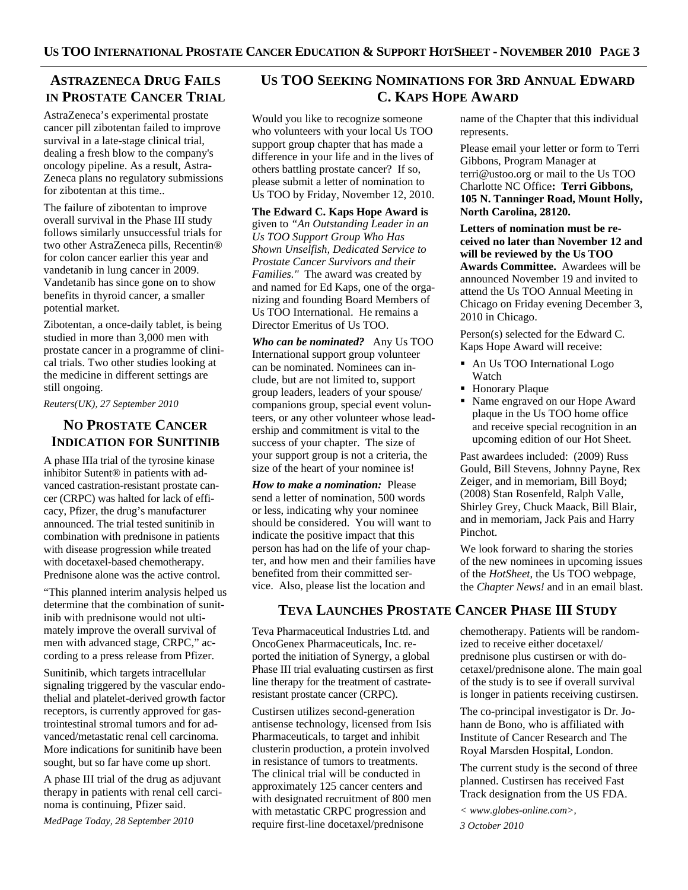## AstraZeneca Drug Fails in Prostate Cancer Trial

AstraZeneca's experimental prostate cancer pill zibotentan failed to improve survival in a late-stage clinical trial, dealing a fresh blow to the company's oncology pipeline. As a result, AstraZeneca plans no regulatory submissions for zibotentan at this time..

The failure of zibotentan to improve overall survival in the Phase III study follows similarly unsuccessful trials for two other AstraZeneca pills, Recentin® for colon cancer earlier this year and vandetanib in lung cancer in 2009. Vandetanib has since gone on to show benefits in thyroid cancer, a smaller potential market.

Zibotentan, a once-daily tablet, is being studied in more than 3,000 men with prostate cancer in a programme of clinical trials. Two other studies looking at the medicine in different settings are still ongoing.

*Reuters(UK), 27 September 2010*

## No Prostate Cancer Indication for Sunitinib

A phase IIIa trial of the tyrosine kinase inhibitor Sutent® in patients with advanced castration-resistant prostate cancer (CRPC) was halted for lack of efficacy, Pfizer, the drug's manufacturer announced. The trial tested sunitinib in combination with prednisone in patients with disease progression while treated with docetaxel-based chemotherapy. Prednisone alone was the active control.

"This planned interim analysis helped us determine that the combination of sunitinib with prednisone would not ultimately improve the overall survival of men with advanced stage, CRPC," according to a press release from Pfizer.

Sunitinib, which targets intracellular signaling triggered by the vascular endothelial and platelet-derived growth factor receptors, is currently approved for gastrointestinal stromal tumors and for advanced/metastatic renal cell carcinoma. More indications for sunitinib have been sought, but so far have come up short.

A phase III trial of the drug as adjuvant therapy in patients with renal cell carcinoma is continuing, Pfizer said.

*MedPage Today, 28 September 2010*

## Us TOO Seeking Nominations for 3rd Annual Edward C. Kaps Hope Award

Would you like to recognize someone who volunteers with your local Us TOO support group chapter that has made a difference in your life and in the lives of others battling prostate cancer? If so, please submit a letter of nomination to Us TOO by Friday, November 12, 2010.

**The Edward C. Kaps Hope Award is** given to *"An Outstanding Leader in an Us TOO Support Group Who Has Shown Unselfish, Dedicated Service to Prostate Cancer Survivors and their Families."* The award was created by and named for Ed Kaps, one of the organizing and founding Board Members of Us TOO International. He remains a Director Emeritus of Us TOO.

***Who can be nominated?*** Any Us TOO International support group volunteer can be nominated. Nominees can include, but are not limited to, support group leaders, leaders of your spouse/companions group, special event volunteers, or any other volunteer whose leadership and commitment is vital to the success of your chapter. The size of your support group is not a criteria, the size of the heart of your nominee is!

***How to make a nomination:*** Please send a letter of nomination, 500 words or less, indicating why your nominee should be considered. You will want to indicate the positive impact that this person has had on the life of your chapter, and how men and their families have benefited from their committed service. Also, please list the location and name of the Chapter that this individual represents.

Please email your letter or form to Terri Gibbons, Program Manager at terri@ustoo.org or mail to the Us TOO Charlotte NC Office**: Terri Gibbons, 105 N. Tanninger Road, Mount Holly, North Carolina, 28120.**

**Letters of nomination must be received no later than November 12 and will be reviewed by the Us TOO Awards Committee.** Awardees will be announced November 19 and invited to attend the Us TOO Annual Meeting in Chicago on Friday evening December 3, 2010 in Chicago.

Person(s) selected for the Edward C. Kaps Hope Award will receive:

- An Us TOO International Logo Watch
- Honorary Plaque
- Name engraved on our Hope Award plaque in the Us TOO home office and receive special recognition in an upcoming edition of our Hot Sheet.

Past awardees included: (2009) Russ Gould, Bill Stevens, Johnny Payne, Rex Zeiger, and in memoriam, Bill Boyd; (2008) Stan Rosenfeld, Ralph Valle, Shirley Grey, Chuck Maack, Bill Blair, and in memoriam, Jack Pais and Harry Pinchot.

We look forward to sharing the stories of the new nominees in upcoming issues of the *HotSheet*, the Us TOO webpage, the *Chapter News!* and in an email blast.

## Teva Launches Prostate Cancer Phase III Study

Teva Pharmaceutical Industries Ltd. and OncoGenex Pharmaceuticals, Inc. reported the initiation of Synergy, a global Phase III trial evaluating custirsen as first line therapy for the treatment of castrate-resistant prostate cancer (CRPC).

Custirsen utilizes second-generation antisense technology, licensed from Isis Pharmaceuticals, to target and inhibit clusterin production, a protein involved in resistance of tumors to treatments. The clinical trial will be conducted in approximately 125 cancer centers and with designated recruitment of 800 men with metastatic CRPC progression and require first-line docetaxel/prednisone chemotherapy. Patients will be randomized to receive either docetaxel/prednisone plus custirsen or with docetaxel/prednisone alone. The main goal of the study is to see if overall survival is longer in patients receiving custirsen.

The co-principal investigator is Dr. Johann de Bono, who is affiliated with Institute of Cancer Research and The Royal Marsden Hospital, London.

The current study is the second of three planned. Custirsen has received Fast Track designation from the US FDA.

*< www.globes-online.com>,*

*3 October 2010*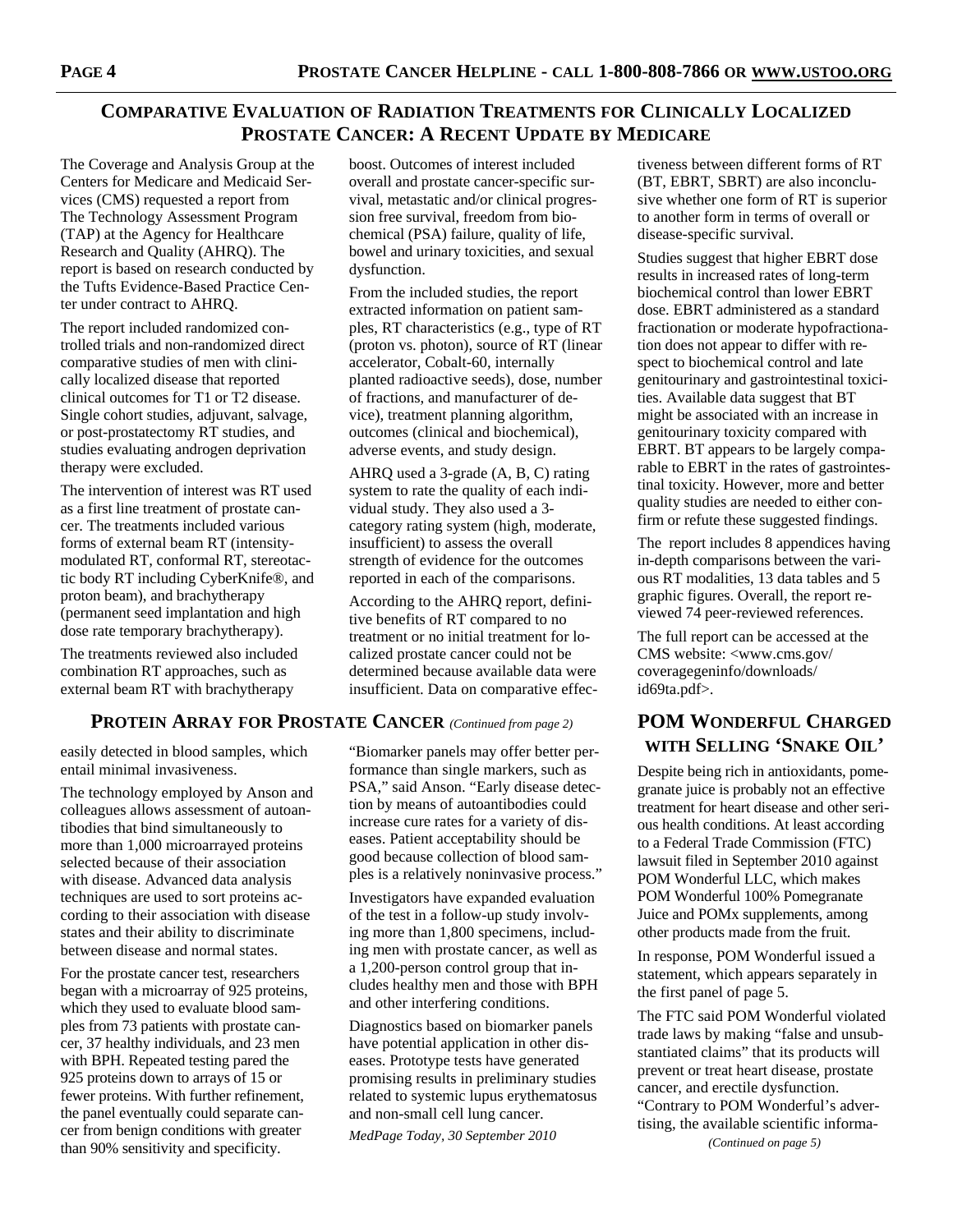## Comparative Evaluation of Radiation Treatments for Clinically Localized Prostate Cancer: A Recent Update by Medicare

The Coverage and Analysis Group at the Centers for Medicare and Medicaid Services (CMS) requested a report from The Technology Assessment Program (TAP) at the Agency for Healthcare Research and Quality (AHRQ). The report is based on research conducted by the Tufts Evidence-Based Practice Center under contract to AHRQ.

The report included randomized controlled trials and non-randomized direct comparative studies of men with clinically localized disease that reported clinical outcomes for T1 or T2 disease. Single cohort studies, adjuvant, salvage, or post-prostatectomy RT studies, and studies evaluating androgen deprivation therapy were excluded.

The intervention of interest was RT used as a first line treatment of prostate cancer. The treatments included various forms of external beam RT (intensity-modulated RT, conformal RT, stereotactic body RT including CyberKnife®, and proton beam), and brachytherapy (permanent seed implantation and high dose rate temporary brachytherapy).

The treatments reviewed also included combination RT approaches, such as external beam RT with brachytherapy boost. Outcomes of interest included overall and prostate cancer-specific survival, metastatic and/or clinical progression free survival, freedom from biochemical (PSA) failure, quality of life, bowel and urinary toxicities, and sexual dysfunction.

From the included studies, the report extracted information on patient samples, RT characteristics (e.g., type of RT (proton vs. photon), source of RT (linear accelerator, Cobalt-60, internally planted radioactive seeds), dose, number of fractions, and manufacturer of device), treatment planning algorithm, outcomes (clinical and biochemical), adverse events, and study design.

AHRQ used a 3-grade (A, B, C) rating system to rate the quality of each individual study. They also used a 3-category rating system (high, moderate, insufficient) to assess the overall strength of evidence for the outcomes reported in each of the comparisons.

According to the AHRQ report, definitive benefits of RT compared to no treatment or no initial treatment for localized prostate cancer could not be determined because available data were insufficient. Data on comparative effectiveness between different forms of RT (BT, EBRT, SBRT) are also inconclusive whether one form of RT is superior to another form in terms of overall or disease-specific survival.

Studies suggest that higher EBRT dose results in increased rates of long-term biochemical control than lower EBRT dose. EBRT administered as a standard fractionation or moderate hypofractionation does not appear to differ with respect to biochemical control and late genitourinary and gastrointestinal toxicities. Available data suggest that BT might be associated with an increase in genitourinary toxicity compared with EBRT. BT appears to be largely comparable to EBRT in the rates of gastrointestinal toxicity. However, more and better quality studies are needed to either confirm or refute these suggested findings.

The report includes 8 appendices having in-depth comparisons between the various RT modalities, 13 data tables and 5 graphic figures. Overall, the report reviewed 74 peer-reviewed references.

The full report can be accessed at the CMS website: <www.cms.gov/coveragegeninfo/downloads/id69ta.pdf>.

## Protein Array for Prostate Cancer *(Continued from page 2)*

easily detected in blood samples, which entail minimal invasiveness.

The technology employed by Anson and colleagues allows assessment of autoantibodies that bind simultaneously to more than 1,000 microarrayed proteins selected because of their association with disease. Advanced data analysis techniques are used to sort proteins according to their association with disease states and their ability to discriminate between disease and normal states.

For the prostate cancer test, researchers began with a microarray of 925 proteins, which they used to evaluate blood samples from 73 patients with prostate cancer, 37 healthy individuals, and 23 men with BPH. Repeated testing pared the 925 proteins down to arrays of 15 or fewer proteins. With further refinement, the panel eventually could separate cancer from benign conditions with greater than 90% sensitivity and specificity.

"Biomarker panels may offer better performance than single markers, such as PSA," said Anson. "Early disease detection by means of autoantibodies could increase cure rates for a variety of diseases. Patient acceptability should be good because collection of blood samples is a relatively noninvasive process."

Investigators have expanded evaluation of the test in a follow-up study involving more than 1,800 specimens, including men with prostate cancer, as well as a 1,200-person control group that includes healthy men and those with BPH and other interfering conditions.

Diagnostics based on biomarker panels have potential application in other diseases. Prototype tests have generated promising results in preliminary studies related to systemic lupus erythematosus and non-small cell lung cancer.

*MedPage Today, 30 September 2010*

## POM Wonderful Charged with Selling 'Snake Oil'

Despite being rich in antioxidants, pomegranate juice is probably not an effective treatment for heart disease and other serious health conditions. At least according to a Federal Trade Commission (FTC) lawsuit filed in September 2010 against POM Wonderful LLC, which makes POM Wonderful 100% Pomegranate Juice and POMx supplements, among other products made from the fruit.

In response, POM Wonderful issued a statement, which appears separately in the first panel of page 5.

The FTC said POM Wonderful violated trade laws by making "false and unsubstantiated claims" that its products will prevent or treat heart disease, prostate cancer, and erectile dysfunction. "Contrary to POM Wonderful's advertising, the available scientific informa-

*(Continued on page 5)*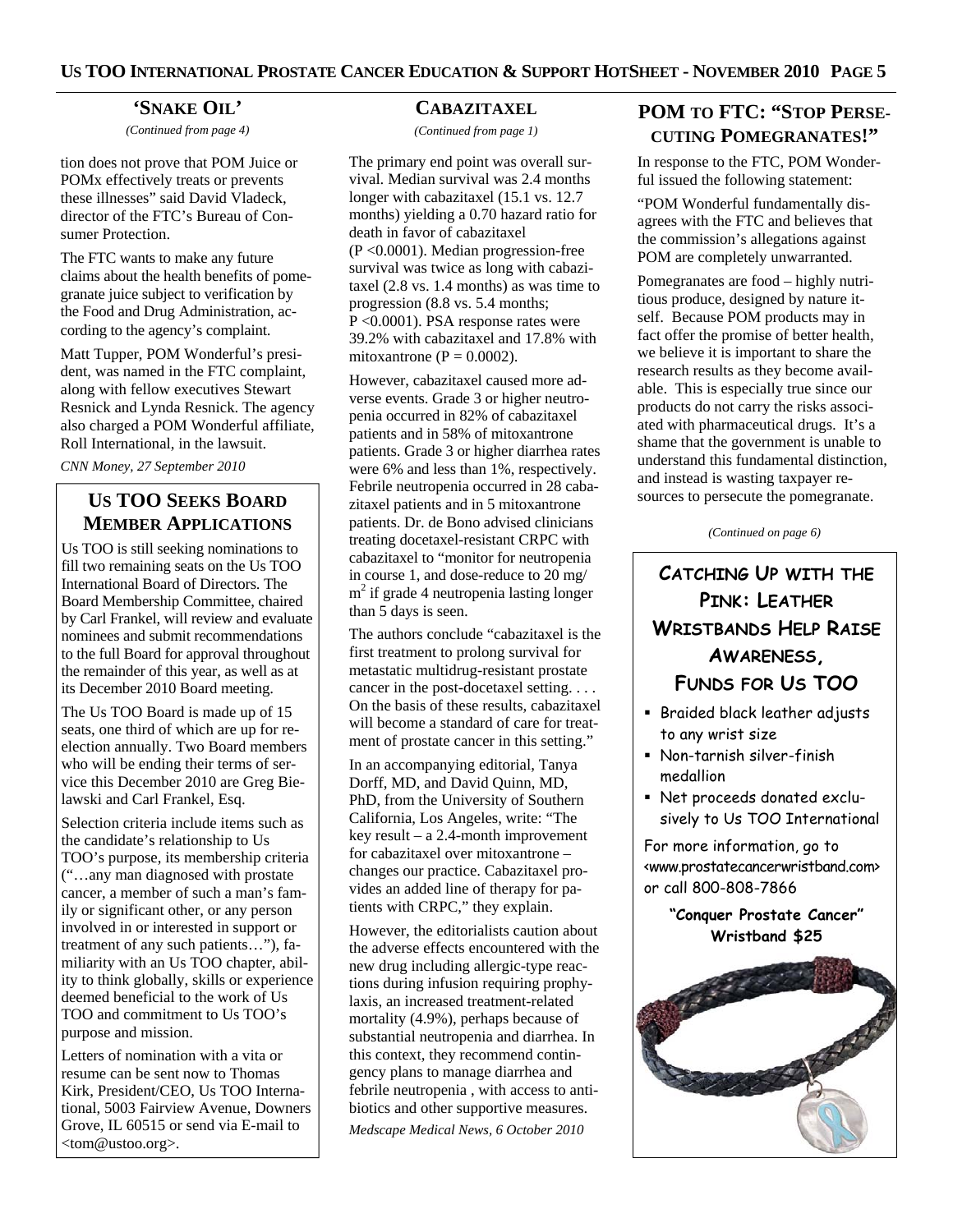## 'SNAKE OIL'

*(Continued from page 4)*

tion does not prove that POM Juice or POMx effectively treats or prevents these illnesses" said David Vladeck, director of the FTC's Bureau of Consumer Protection.

The FTC wants to make any future claims about the health benefits of pomegranate juice subject to verification by the Food and Drug Administration, according to the agency's complaint.

Matt Tupper, POM Wonderful's president, was named in the FTC complaint, along with fellow executives Stewart Resnick and Lynda Resnick. The agency also charged a POM Wonderful affiliate, Roll International, in the lawsuit.

*CNN Money, 27 September 2010*

## US TOO SEEKS BOARD MEMBER APPLICATIONS

Us TOO is still seeking nominations to fill two remaining seats on the Us TOO International Board of Directors. The Board Membership Committee, chaired by Carl Frankel, will review and evaluate nominees and submit recommendations to the full Board for approval throughout the remainder of this year, as well as at its December 2010 Board meeting.

The Us TOO Board is made up of 15 seats, one third of which are up for reelection annually. Two Board members who will be ending their terms of service this December 2010 are Greg Bielawski and Carl Frankel, Esq.

Selection criteria include items such as the candidate's relationship to Us TOO's purpose, its membership criteria ("…any man diagnosed with prostate cancer, a member of such a man's family or significant other, or any person involved in or interested in support or treatment of any such patients…"), familiarity with an Us TOO chapter, ability to think globally, skills or experience deemed beneficial to the work of Us TOO and commitment to Us TOO's purpose and mission.

Letters of nomination with a vita or resume can be sent now to Thomas Kirk, President/CEO, Us TOO International, 5003 Fairview Avenue, Downers Grove, IL 60515 or send via E-mail to <tom@ustoo.org>.

## CABAZITAXEL

*(Continued from page 1)*

The primary end point was overall survival. Median survival was 2.4 months longer with cabazitaxel (15.1 vs. 12.7 months) yielding a 0.70 hazard ratio for death in favor of cabazitaxel ($P < 0.0001$). Median progression-free survival was twice as long with cabazitaxel (2.8 vs. 1.4 months) as was time to progression (8.8 vs. 5.4 months; $P < 0.0001$). PSA response rates were 39.2% with cabazitaxel and 17.8% with mitoxantrone ($P = 0.0002$).

However, cabazitaxel caused more adverse events. Grade 3 or higher neutropenia occurred in 82% of cabazitaxel patients and in 58% of mitoxantrone patients. Grade 3 or higher diarrhea rates were 6% and less than 1%, respectively. Febrile neutropenia occurred in 28 cabazitaxel patients and in 5 mitoxantrone patients. Dr. de Bono advised clinicians treating docetaxel-resistant CRPC with cabazitaxel to "monitor for neutropenia in course 1, and dose-reduce to 20 mg/$m^2$ if grade 4 neutropenia lasting longer than 5 days is seen.

The authors conclude "cabazitaxel is the first treatment to prolong survival for metastatic multidrug-resistant prostate cancer in the post-docetaxel setting. . . . On the basis of these results, cabazitaxel will become a standard of care for treatment of prostate cancer in this setting."

In an accompanying editorial, Tanya Dorff, MD, and David Quinn, MD, PhD, from the University of Southern California, Los Angeles, write: "The key result – a 2.4-month improvement for cabazitaxel over mitoxantrone – changes our practice. Cabazitaxel provides an added line of therapy for patients with CRPC," they explain.

However, the editorialists caution about the adverse effects encountered with the new drug including allergic-type reactions during infusion requiring prophylaxis, an increased treatment-related mortality (4.9%), perhaps because of substantial neutropenia and diarrhea. In this context, they recommend contingency plans to manage diarrhea and febrile neutropenia , with access to antibiotics and other supportive measures.

*Medscape Medical News, 6 October 2010*

## POM TO FTC: "STOP PERSECUTING POMEGRANATES!"

In response to the FTC, POM Wonderful issued the following statement:

"POM Wonderful fundamentally disagrees with the FTC and believes that the commission's allegations against POM are completely unwarranted.

Pomegranates are food – highly nutritious produce, designed by nature itself. Because POM products may in fact offer the promise of better health, we believe it is important to share the research results as they become available. This is especially true since our products do not carry the risks associated with pharmaceutical drugs. It's a shame that the government is unable to understand this fundamental distinction, and instead is wasting taxpayer resources to persecute the pomegranate.

*(Continued on page 6)*

## CATCHING UP WITH THE PINK: LEATHER WRISTBANDS HELP RAISE AWARENESS, FUNDS FOR US TOO

- Braided black leather adjusts to any wrist size
- Non-tarnish silver-finish medallion
- Net proceeds donated exclusively to Us TOO International

For more information, go to <www.prostatecancerwristband.com> or call 800-808-7866

**"Conquer Prostate Cancer" Wristband $25**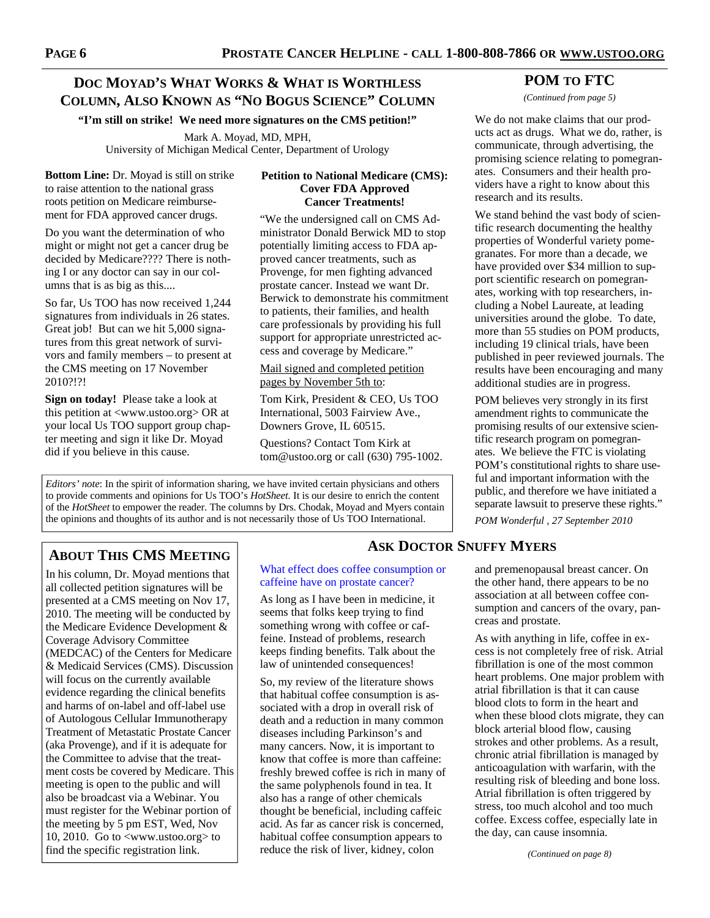## Doc Moyad's What Works & What is Worthless Column, Also Known as "No Bogus Science" Column

**"I'm still on strike! We need more signatures on the CMS petition!"**

Mark A. Moyad, MD, MPH,
University of Michigan Medical Center, Department of Urology

**Bottom Line:** Dr. Moyad is still on strike to raise attention to the national grass roots petition on Medicare reimbursement for FDA approved cancer drugs.

Do you want the determination of who might or might not get a cancer drug be decided by Medicare???? There is nothing I or any doctor can say in our columns that is as big as this....

So far, Us TOO has now received 1,244 signatures from individuals in 26 states. Great job! But can we hit 5,000 signatures from this great network of survivors and family members – to present at the CMS meeting on 17 November 2010?!?!

**Sign on today!** Please take a look at this petition at <www.ustoo.org> OR at your local Us TOO support group chapter meeting and sign it like Dr. Moyad did if you believe in this cause.

**Petition to National Medicare (CMS): Cover FDA Approved Cancer Treatments!**

"We the undersigned call on CMS Administrator Donald Berwick MD to stop potentially limiting access to FDA approved cancer treatments, such as Provenge, for men fighting advanced prostate cancer. Instead we want Dr. Berwick to demonstrate his commitment to patients, their families, and health care professionals by providing his full support for appropriate unrestricted access and coverage by Medicare."

Mail signed and completed petition pages by November 5th to:

Tom Kirk, President & CEO, Us TOO International, 5003 Fairview Ave., Downers Grove, IL 60515.

Questions? Contact Tom Kirk at tom@ustoo.org or call (630) 795-1002.

*Editors' note*: In the spirit of information sharing, we have invited certain physicians and others to provide comments and opinions for Us TOO's *HotSheet*. It is our desire to enrich the content of the *HotSheet* to empower the reader. The columns by Drs. Chodak, Moyad and Myers contain the opinions and thoughts of its author and is not necessarily those of Us TOO International.

## POM to FTC

*(Continued from page 5)*

We do not make claims that our products act as drugs. What we do, rather, is communicate, through advertising, the promising science relating to pomegranates. Consumers and their health providers have a right to know about this research and its results.

We stand behind the vast body of scientific research documenting the healthy properties of Wonderful variety pomegranates. For more than a decade, we have provided over $34 million to support scientific research on pomegranates, working with top researchers, including a Nobel Laureate, at leading universities around the globe. To date, more than 55 studies on POM products, including 19 clinical trials, have been published in peer reviewed journals. The results have been encouraging and many additional studies are in progress.

POM believes very strongly in its first amendment rights to communicate the promising results of our extensive scientific research program on pomegranates. We believe the FTC is violating POM's constitutional rights to share useful and important information with the public, and therefore we have initiated a separate lawsuit to preserve these rights."

*POM Wonderful , 27 September 2010*

## About This CMS Meeting

In his column, Dr. Moyad mentions that all collected petition signatures will be presented at a CMS meeting on Nov 17, 2010. The meeting will be conducted by the Medicare Evidence Development & Coverage Advisory Committee (MEDCAC) of the Centers for Medicare & Medicaid Services (CMS). Discussion will focus on the currently available evidence regarding the clinical benefits and harms of on-label and off-label use of Autologous Cellular Immunotherapy Treatment of Metastatic Prostate Cancer (aka Provenge), and if it is adequate for the Committee to advise that the treatment costs be covered by Medicare. This meeting is open to the public and will also be broadcast via a Webinar. You must register for the Webinar portion of the meeting by 5 pm EST, Wed, Nov 10, 2010. Go to <www.ustoo.org> to find the specific registration link.

## Ask Doctor Snuffy Myers

What effect does coffee consumption or caffeine have on prostate cancer?

As long as I have been in medicine, it seems that folks keep trying to find something wrong with coffee or caffeine. Instead of problems, research keeps finding benefits. Talk about the law of unintended consequences!

So, my review of the literature shows that habitual coffee consumption is associated with a drop in overall risk of death and a reduction in many common diseases including Parkinson's and many cancers. Now, it is important to know that coffee is more than caffeine: freshly brewed coffee is rich in many of the same polyphenols found in tea. It also has a range of other chemicals thought be beneficial, including caffeic acid. As far as cancer risk is concerned, habitual coffee consumption appears to reduce the risk of liver, kidney, colon and premenopausal breast cancer. On the other hand, there appears to be no association at all between coffee consumption and cancers of the ovary, pancreas and prostate.

As with anything in life, coffee in excess is not completely free of risk. Atrial fibrillation is one of the most common heart problems. One major problem with atrial fibrillation is that it can cause blood clots to form in the heart and when these blood clots migrate, they can block arterial blood flow, causing strokes and other problems. As a result, chronic atrial fibrillation is managed by anticoagulation with warfarin, with the resulting risk of bleeding and bone loss. Atrial fibrillation is often triggered by stress, too much alcohol and too much coffee. Excess coffee, especially late in the day, can cause insomnia.

*(Continued on page 8)*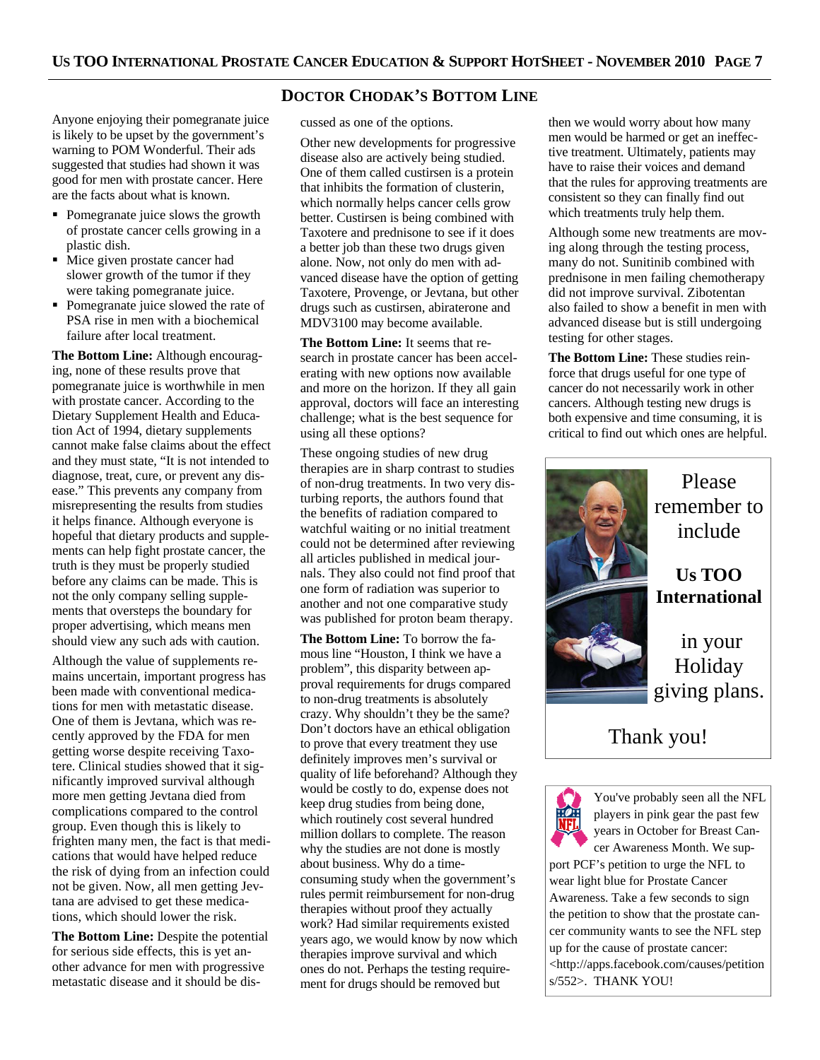## Doctor Chodak's Bottom Line

Anyone enjoying their pomegranate juice is likely to be upset by the government's warning to POM Wonderful. Their ads suggested that studies had shown it was good for men with prostate cancer. Here are the facts about what is known.

- Pomegranate juice slows the growth of prostate cancer cells growing in a plastic dish.
- Mice given prostate cancer had slower growth of the tumor if they were taking pomegranate juice.
- Pomegranate juice slowed the rate of PSA rise in men with a biochemical failure after local treatment.

**The Bottom Line:** Although encouraging, none of these results prove that pomegranate juice is worthwhile in men with prostate cancer. According to the Dietary Supplement Health and Education Act of 1994, dietary supplements cannot make false claims about the effect and they must state, "It is not intended to diagnose, treat, cure, or prevent any disease." This prevents any company from misrepresenting the results from studies it helps finance. Although everyone is hopeful that dietary products and supplements can help fight prostate cancer, the truth is they must be properly studied before any claims can be made. This is not the only company selling supplements that oversteps the boundary for proper advertising, which means men should view any such ads with caution.

Although the value of supplements remains uncertain, important progress has been made with conventional medications for men with metastatic disease. One of them is Jevtana, which was recently approved by the FDA for men getting worse despite receiving Taxotere. Clinical studies showed that it significantly improved survival although more men getting Jevtana died from complications compared to the control group. Even though this is likely to frighten many men, the fact is that medications that would have helped reduce the risk of dying from an infection could not be given. Now, all men getting Jevtana are advised to get these medications, which should lower the risk.

**The Bottom Line:** Despite the potential for serious side effects, this is yet another advance for men with progressive metastatic disease and it should be discussed as one of the options.

Other new developments for progressive disease also are actively being studied. One of them called custirsen is a protein that inhibits the formation of clusterin, which normally helps cancer cells grow better. Custirsen is being combined with Taxotere and prednisone to see if it does a better job than these two drugs given alone. Now, not only do men with advanced disease have the option of getting Taxotere, Provenge, or Jevtana, but other drugs such as custirsen, abiraterone and MDV3100 may become available.

**The Bottom Line:** It seems that research in prostate cancer has been accelerating with new options now available and more on the horizon. If they all gain approval, doctors will face an interesting challenge; what is the best sequence for using all these options?

These ongoing studies of new drug therapies are in sharp contrast to studies of non-drug treatments. In two very disturbing reports, the authors found that the benefits of radiation compared to watchful waiting or no initial treatment could not be determined after reviewing all articles published in medical journals. They also could not find proof that one form of radiation was superior to another and not one comparative study was published for proton beam therapy.

**The Bottom Line:** To borrow the famous line "Houston, I think we have a problem", this disparity between approval requirements for drugs compared to non-drug treatments is absolutely crazy. Why shouldn't they be the same? Don't doctors have an ethical obligation to prove that every treatment they use definitely improves men's survival or quality of life beforehand? Although they would be costly to do, expense does not keep drug studies from being done, which routinely cost several hundred million dollars to complete. The reason why the studies are not done is mostly about business. Why do a time-consuming study when the government's rules permit reimbursement for non-drug therapies without proof they actually work? Had similar requirements existed years ago, we would know by now which therapies improve survival and which ones do not. Perhaps the testing requirement for drugs should be removed but then we would worry about how many men would be harmed or get an ineffective treatment. Ultimately, patients may have to raise their voices and demand that the rules for approving treatments are consistent so they can finally find out which treatments truly help them.

Although some new treatments are moving along through the testing process, many do not. Sunitinib combined with prednisone in men failing chemotherapy did not improve survival. Zibotentan also failed to show a benefit in men with advanced disease but is still undergoing testing for other stages.

**The Bottom Line:** These studies reinforce that drugs useful for one type of cancer do not necessarily work in other cancers. Although testing new drugs is both expensive and time consuming, it is critical to find out which ones are helpful.

---

Please remember to include

**Us TOO International**

in your Holiday giving plans.

Thank you!

---

You've probably seen all the NFL players in pink gear the past few years in October for Breast Cancer Awareness Month. We support PCF's petition to urge the NFL to wear light blue for Prostate Cancer Awareness. Take a few seconds to sign the petition to show that the prostate cancer community wants to see the NFL step up for the cause of prostate cancer: <http://apps.facebook.com/causes/petitions/552>. THANK YOU!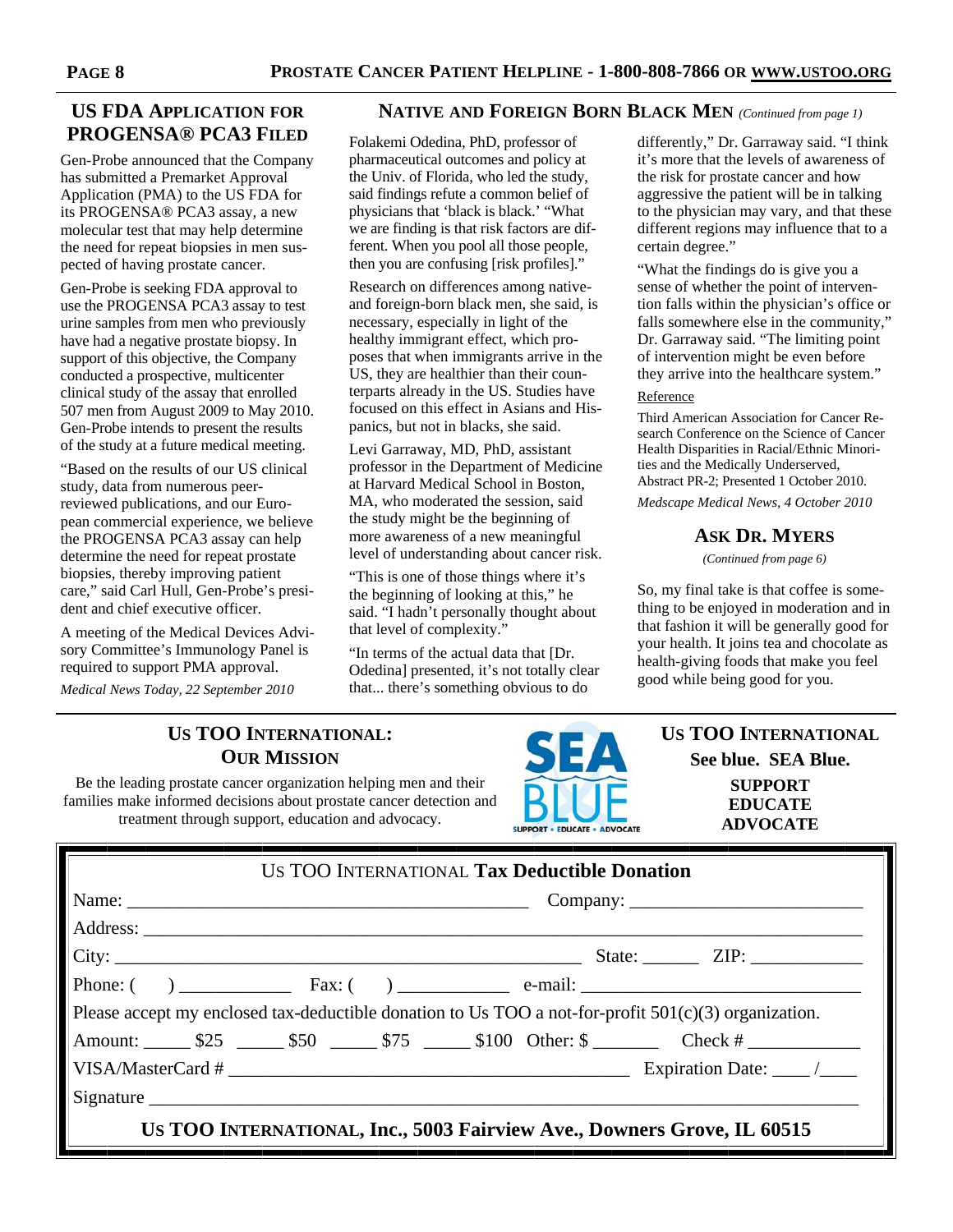## US FDA Application for PROGENSA® PCA3 Filed

Gen-Probe announced that the Company has submitted a Premarket Approval Application (PMA) to the US FDA for its PROGENSA® PCA3 assay, a new molecular test that may help determine the need for repeat biopsies in men suspected of having prostate cancer.

Gen-Probe is seeking FDA approval to use the PROGENSA PCA3 assay to test urine samples from men who previously have had a negative prostate biopsy. In support of this objective, the Company conducted a prospective, multicenter clinical study of the assay that enrolled 507 men from August 2009 to May 2010. Gen-Probe intends to present the results of the study at a future medical meeting.

"Based on the results of our US clinical study, data from numerous peer-reviewed publications, and our European commercial experience, we believe the PROGENSA PCA3 assay can help determine the need for repeat prostate biopsies, thereby improving patient care," said Carl Hull, Gen-Probe's president and chief executive officer.

A meeting of the Medical Devices Advisory Committee's Immunology Panel is required to support PMA approval.

*Medical News Today, 22 September 2010*

## Native and Foreign Born Black Men *(Continued from page 1)*

Folakemi Odedina, PhD, professor of pharmaceutical outcomes and policy at the Univ. of Florida, who led the study, said findings refute a common belief of physicians that 'black is black.' "What we are finding is that risk factors are different. When you pool all those people, then you are confusing [risk profiles]."

Research on differences among native- and foreign-born black men, she said, is necessary, especially in light of the healthy immigrant effect, which proposes that when immigrants arrive in the US, they are healthier than their counterparts already in the US. Studies have focused on this effect in Asians and Hispanics, but not in blacks, she said.

Levi Garraway, MD, PhD, assistant professor in the Department of Medicine at Harvard Medical School in Boston, MA, who moderated the session, said the study might be the beginning of more awareness of a new meaningful level of understanding about cancer risk.

"This is one of those things where it's the beginning of looking at this," he said. "I hadn't personally thought about that level of complexity."

"In terms of the actual data that [Dr. Odedina] presented, it's not totally clear that... there's something obvious to do differently," Dr. Garraway said. "I think it's more that the levels of awareness of the risk for prostate cancer and how aggressive the patient will be in talking to the physician may vary, and that these different regions may influence that to a certain degree."

"What the findings do is give you a sense of whether the point of intervention falls within the physician's office or falls somewhere else in the community," Dr. Garraway said. "The limiting point of intervention might be even before they arrive into the healthcare system."

Reference

Third American Association for Cancer Research Conference on the Science of Cancer Health Disparities in Racial/Ethnic Minorities and the Medically Underserved, Abstract PR-2; Presented 1 October 2010.

*Medscape Medical News, 4 October 2010*

## Ask Dr. Myers

*(Continued from page 6)*

So, my final take is that coffee is something to be enjoyed in moderation and in that fashion it will be generally good for your health. It joins tea and chocolate as health-giving foods that make you feel good while being good for you.

## Us TOO International: Our Mission

Be the leading prostate cancer organization helping men and their families make informed decisions about prostate cancer detection and treatment through support, education and advocacy.

SEA BLUE
SUPPORT • EDUCATE • ADVOCATE

**Us TOO International**
**See blue. SEA Blue.**
**SUPPORT**
**EDUCATE**
**ADVOCATE**

### Us TOO International **Tax Deductible Donation**

Name: ________________________ Company: ________________________

Address: ________________________________________________

City: ________________________ State: ______ ZIP: ____________

Phone: ( ) ____________ Fax: ( ) ____________ e-mail: ________________

Please accept my enclosed tax-deductible donation to Us TOO a not-for-profit 501(c)(3) organization.

Amount: _____ $25 _____ $50 _____ $75 _____ $100 Other: $ _______ Check # ____________

VISA/MasterCard # ________________________ Expiration Date: ____ /____

Signature ________________________________________________

**Us TOO International, Inc., 5003 Fairview Ave., Downers Grove, IL 60515**